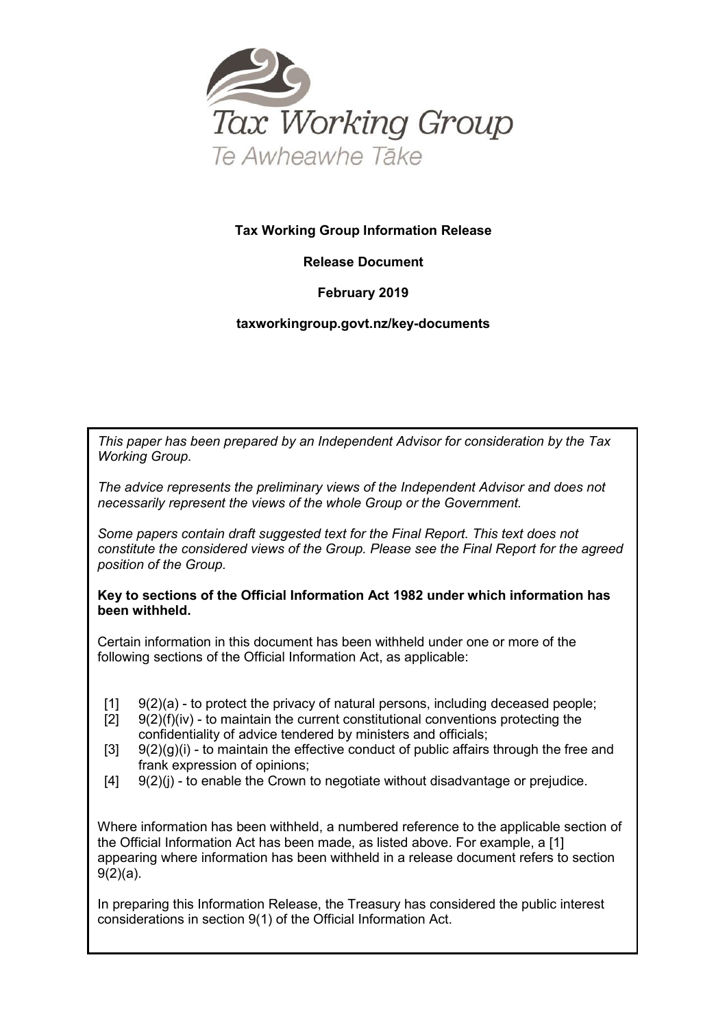Tax Working Group

Te Awheawhe Tāke

**Tax Working Group Information Release**

**Release Document**

**February 2019**

**taxworkinggroup.govt.nz/key-documents**

*This paper has been prepared by an Independent Advisor for consideration by the Tax Working Group.*

*The advice represents the preliminary views of the Independent Advisor and does not necessarily represent the views of the whole Group or the Government.*

*Some papers contain draft suggested text for the Final Report. This text does not constitute the considered views of the Group. Please see the Final Report for the agreed position of the Group.*

**Key to sections of the Official Information Act 1982 under which information has been withheld.**

Certain information in this document has been withheld under one or more of the following sections of the Official Information Act, as applicable:

[1] 9(2)(a) - to protect the privacy of natural persons, including deceased people;
[2] 9(2)(f)(iv) - to maintain the current constitutional conventions protecting the confidentiality of advice tendered by ministers and officials;
[3] 9(2)(g)(i) - to maintain the effective conduct of public affairs through the free and frank expression of opinions;
[4] 9(2)(j) - to enable the Crown to negotiate without disadvantage or prejudice.

Where information has been withheld, a numbered reference to the applicable section of the Official Information Act has been made, as listed above. For example, a [1] appearing where information has been withheld in a release document refers to section 9(2)(a).

In preparing this Information Release, the Treasury has considered the public interest considerations in section 9(1) of the Official Information Act.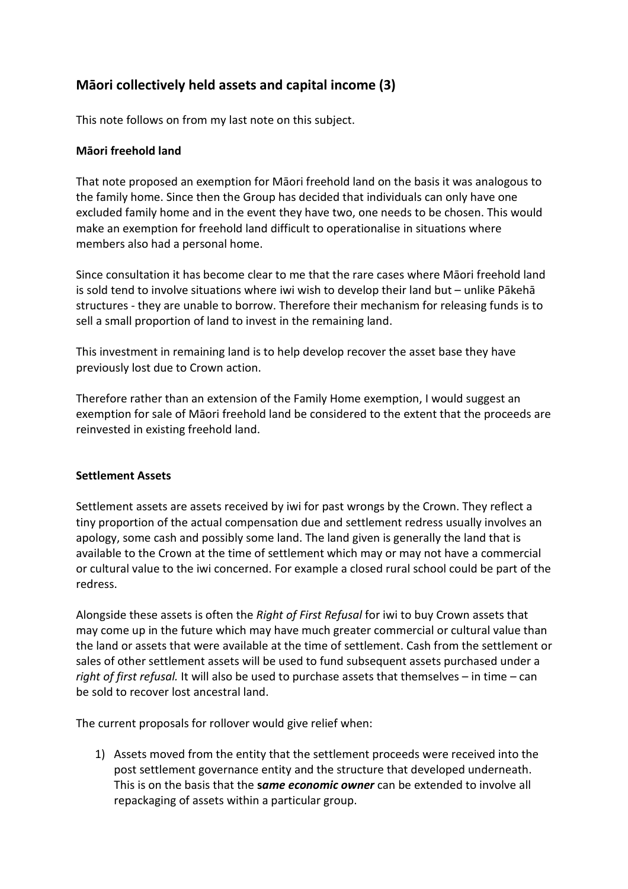## Māori collectively held assets and capital income (3)

This note follows on from my last note on this subject.

**Māori freehold land**

That note proposed an exemption for Māori freehold land on the basis it was analogous to the family home. Since then the Group has decided that individuals can only have one excluded family home and in the event they have two, one needs to be chosen. This would make an exemption for freehold land difficult to operationalise in situations where members also had a personal home.

Since consultation it has become clear to me that the rare cases where Māori freehold land is sold tend to involve situations where iwi wish to develop their land but – unlike Pākehā structures - they are unable to borrow. Therefore their mechanism for releasing funds is to sell a small proportion of land to invest in the remaining land.

This investment in remaining land is to help develop recover the asset base they have previously lost due to Crown action.

Therefore rather than an extension of the Family Home exemption, I would suggest an exemption for sale of Māori freehold land be considered to the extent that the proceeds are reinvested in existing freehold land.

**Settlement Assets**

Settlement assets are assets received by iwi for past wrongs by the Crown. They reflect a tiny proportion of the actual compensation due and settlement redress usually involves an apology, some cash and possibly some land. The land given is generally the land that is available to the Crown at the time of settlement which may or may not have a commercial or cultural value to the iwi concerned. For example a closed rural school could be part of the redress.

Alongside these assets is often the *Right of First Refusal* for iwi to buy Crown assets that may come up in the future which may have much greater commercial or cultural value than the land or assets that were available at the time of settlement. Cash from the settlement or sales of other settlement assets will be used to fund subsequent assets purchased under a *right of first refusal.* It will also be used to purchase assets that themselves – in time – can be sold to recover lost ancestral land.

The current proposals for rollover would give relief when:

1) Assets moved from the entity that the settlement proceeds were received into the post settlement governance entity and the structure that developed underneath. This is on the basis that the ***same economic owner*** can be extended to involve all repackaging of assets within a particular group.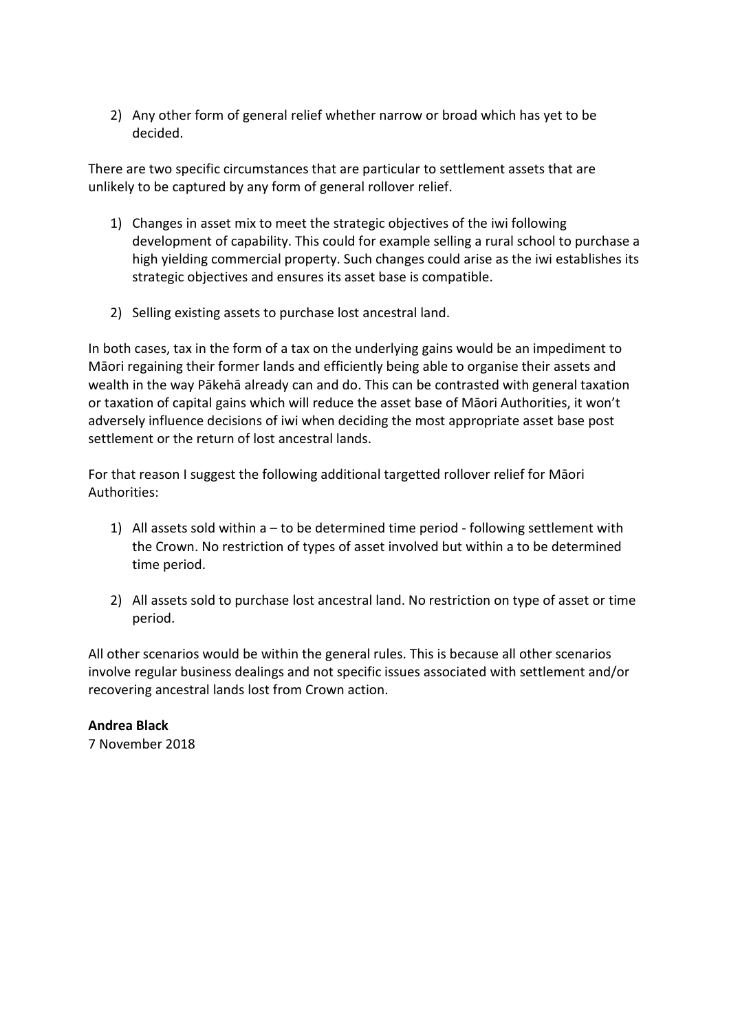2) Any other form of general relief whether narrow or broad which has yet to be decided.

There are two specific circumstances that are particular to settlement assets that are unlikely to be captured by any form of general rollover relief.

1) Changes in asset mix to meet the strategic objectives of the iwi following development of capability. This could for example selling a rural school to purchase a high yielding commercial property. Such changes could arise as the iwi establishes its strategic objectives and ensures its asset base is compatible.

2) Selling existing assets to purchase lost ancestral land.

In both cases, tax in the form of a tax on the underlying gains would be an impediment to Māori regaining their former lands and efficiently being able to organise their assets and wealth in the way Pākehā already can and do. This can be contrasted with general taxation or taxation of capital gains which will reduce the asset base of Māori Authorities, it won't adversely influence decisions of iwi when deciding the most appropriate asset base post settlement or the return of lost ancestral lands.

For that reason I suggest the following additional targetted rollover relief for Māori Authorities:

1) All assets sold within a – to be determined time period - following settlement with the Crown. No restriction of types of asset involved but within a to be determined time period.

2) All assets sold to purchase lost ancestral land. No restriction on type of asset or time period.

All other scenarios would be within the general rules. This is because all other scenarios involve regular business dealings and not specific issues associated with settlement and/or recovering ancestral lands lost from Crown action.

**Andrea Black**
7 November 2018